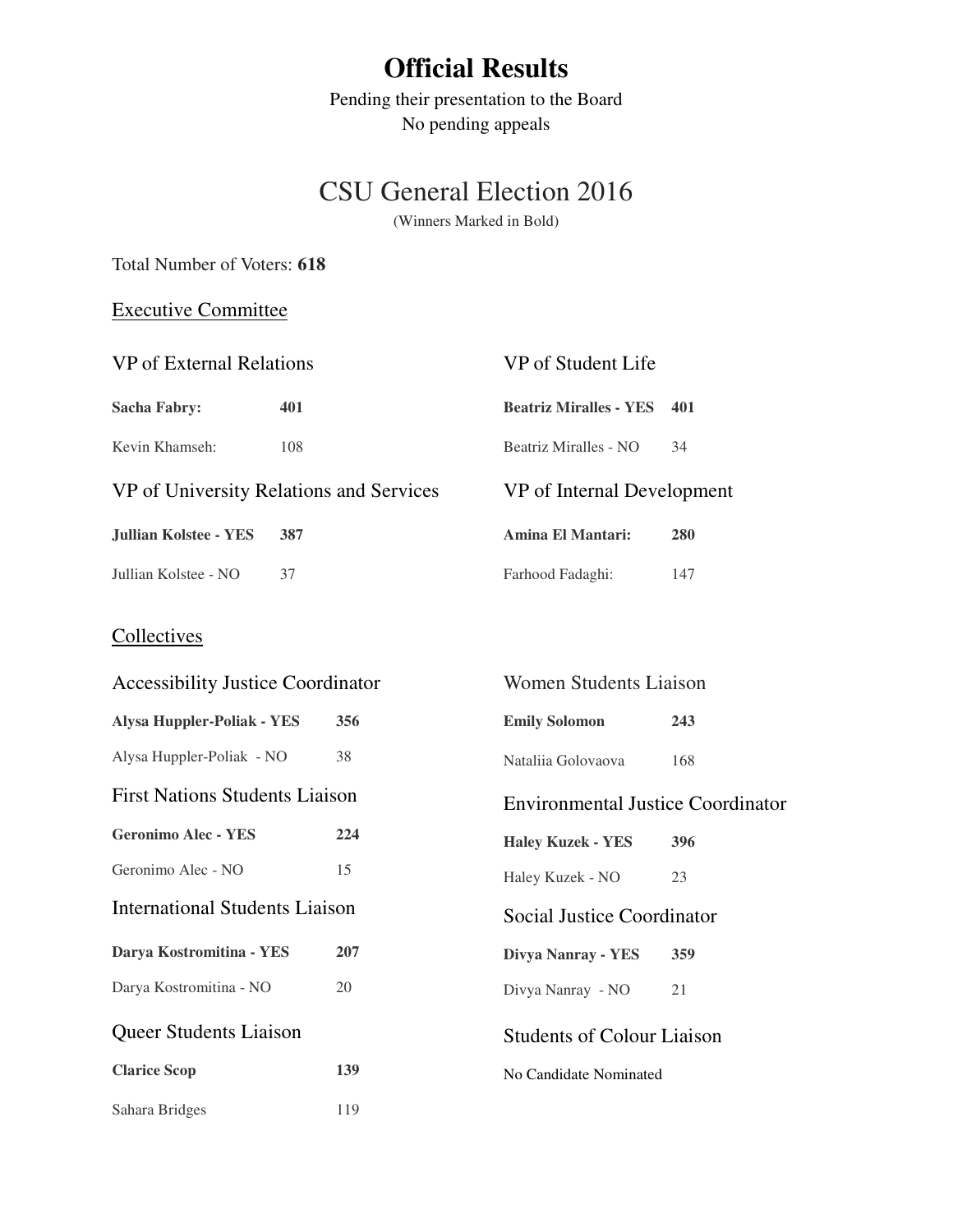# Official Results

Pending their presentation to the Board
No pending appeals

## CSU General Election 2016

(Winners Marked in Bold)

Total Number of Voters: **618**

### Executive Committee

#### VP of External Relations

| | |
|---|---|
| **Sacha Fabry:** | **401** |
| Kevin Khamseh: | 108 |

#### VP of Student Life

| | |
|---|---|
| **Beatriz Miralles - YES** | **401** |
| Beatriz Miralles - NO | 34 |

#### VP of University Relations and Services

| | |
|---|---|
| **Jullian Kolstee - YES** | **387** |
| Jullian Kolstee - NO | 37 |

#### VP of Internal Development

| | |
|---|---|
| **Amina El Mantari:** | **280** |
| Farhood Fadaghi: | 147 |

### Collectives

#### Accessibility Justice Coordinator

| | |
|---|---|
| **Alysa Huppler-Poliak - YES** | **356** |
| Alysa Huppler-Poliak - NO | 38 |

#### Women Students Liaison

| | |
|---|---|
| **Emily Solomon** | **243** |
| Nataliia Golovaova | 168 |

#### First Nations Students Liaison

| | |
|---|---|
| **Geronimo Alec - YES** | **224** |
| Geronimo Alec - NO | 15 |

#### Environmental Justice Coordinator

| | |
|---|---|
| **Haley Kuzek - YES** | **396** |
| Haley Kuzek - NO | 23 |

#### International Students Liaison

| | |
|---|---|
| **Darya Kostromitina - YES** | **207** |
| Darya Kostromitina - NO | 20 |

#### Social Justice Coordinator

| | |
|---|---|
| **Divya Nanray - YES** | **359** |
| Divya Nanray - NO | 21 |

#### Queer Students Liaison

| | |
|---|---|
| **Clarice Scop** | **139** |
| Sahara Bridges | 119 |

#### Students of Colour Liaison

No Candidate Nominated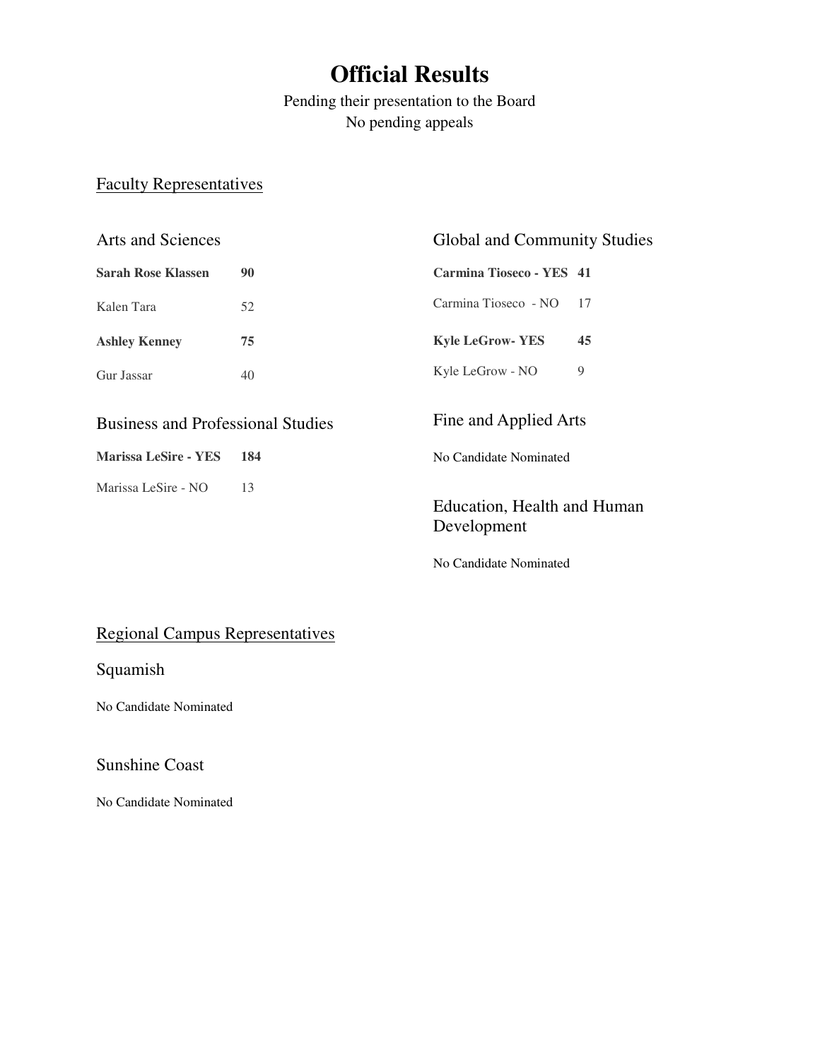# Official Results

Pending their presentation to the Board
No pending appeals

## Faculty Representatives

### Arts and Sciences

| | |
|---|---|
| **Sarah Rose Klassen** | **90** |
| Kalen Tara | 52 |
| **Ashley Kenney** | **75** |
| Gur Jassar | 40 |

### Business and Professional Studies

| | |
|---|---|
| **Marissa LeSire - YES** | **184** |
| Marissa LeSire - NO | 13 |

### Global and Community Studies

| | |
|---|---|
| **Carmina Tioseco - YES** | **41** |
| Carmina Tioseco - NO | 17 |
| **Kyle LeGrow- YES** | **45** |
| Kyle LeGrow - NO | 9 |

### Fine and Applied Arts

No Candidate Nominated

### Education, Health and Human Development

No Candidate Nominated

## Regional Campus Representatives

### Squamish

No Candidate Nominated

### Sunshine Coast

No Candidate Nominated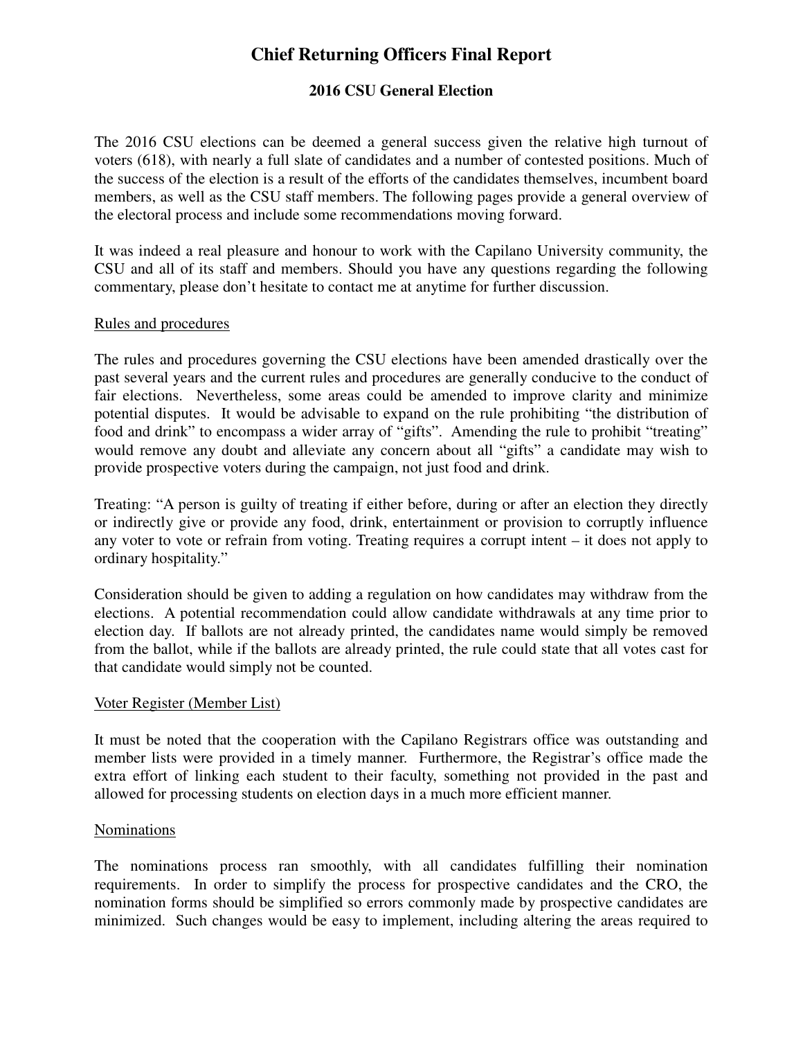# Chief Returning Officers Final Report

## 2016 CSU General Election

The 2016 CSU elections can be deemed a general success given the relative high turnout of voters (618), with nearly a full slate of candidates and a number of contested positions. Much of the success of the election is a result of the efforts of the candidates themselves, incumbent board members, as well as the CSU staff members. The following pages provide a general overview of the electoral process and include some recommendations moving forward.

It was indeed a real pleasure and honour to work with the Capilano University community, the CSU and all of its staff and members. Should you have any questions regarding the following commentary, please don't hesitate to contact me at anytime for further discussion.

### Rules and procedures

The rules and procedures governing the CSU elections have been amended drastically over the past several years and the current rules and procedures are generally conducive to the conduct of fair elections. Nevertheless, some areas could be amended to improve clarity and minimize potential disputes. It would be advisable to expand on the rule prohibiting "the distribution of food and drink" to encompass a wider array of "gifts". Amending the rule to prohibit "treating" would remove any doubt and alleviate any concern about all "gifts" a candidate may wish to provide prospective voters during the campaign, not just food and drink.

Treating: "A person is guilty of treating if either before, during or after an election they directly or indirectly give or provide any food, drink, entertainment or provision to corruptly influence any voter to vote or refrain from voting. Treating requires a corrupt intent – it does not apply to ordinary hospitality."

Consideration should be given to adding a regulation on how candidates may withdraw from the elections. A potential recommendation could allow candidate withdrawals at any time prior to election day. If ballots are not already printed, the candidates name would simply be removed from the ballot, while if the ballots are already printed, the rule could state that all votes cast for that candidate would simply not be counted.

### Voter Register (Member List)

It must be noted that the cooperation with the Capilano Registrars office was outstanding and member lists were provided in a timely manner. Furthermore, the Registrar's office made the extra effort of linking each student to their faculty, something not provided in the past and allowed for processing students on election days in a much more efficient manner.

### Nominations

The nominations process ran smoothly, with all candidates fulfilling their nomination requirements. In order to simplify the process for prospective candidates and the CRO, the nomination forms should be simplified so errors commonly made by prospective candidates are minimized. Such changes would be easy to implement, including altering the areas required to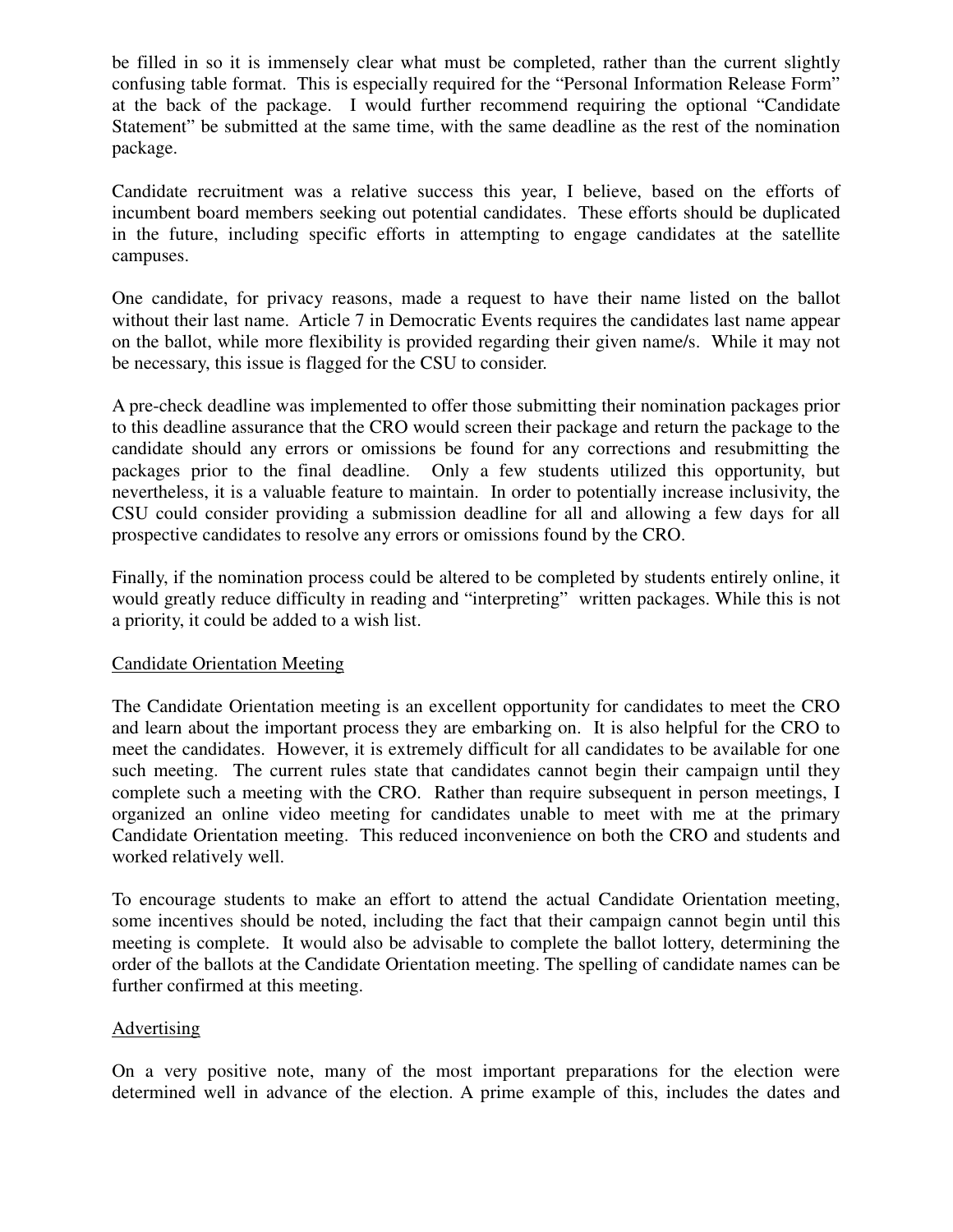be filled in so it is immensely clear what must be completed, rather than the current slightly confusing table format. This is especially required for the "Personal Information Release Form" at the back of the package. I would further recommend requiring the optional "Candidate Statement" be submitted at the same time, with the same deadline as the rest of the nomination package.

Candidate recruitment was a relative success this year, I believe, based on the efforts of incumbent board members seeking out potential candidates. These efforts should be duplicated in the future, including specific efforts in attempting to engage candidates at the satellite campuses.

One candidate, for privacy reasons, made a request to have their name listed on the ballot without their last name. Article 7 in Democratic Events requires the candidates last name appear on the ballot, while more flexibility is provided regarding their given name/s. While it may not be necessary, this issue is flagged for the CSU to consider.

A pre-check deadline was implemented to offer those submitting their nomination packages prior to this deadline assurance that the CRO would screen their package and return the package to the candidate should any errors or omissions be found for any corrections and resubmitting the packages prior to the final deadline. Only a few students utilized this opportunity, but nevertheless, it is a valuable feature to maintain. In order to potentially increase inclusivity, the CSU could consider providing a submission deadline for all and allowing a few days for all prospective candidates to resolve any errors or omissions found by the CRO.

Finally, if the nomination process could be altered to be completed by students entirely online, it would greatly reduce difficulty in reading and "interpreting" written packages. While this is not a priority, it could be added to a wish list.

<u>Candidate Orientation Meeting</u>

The Candidate Orientation meeting is an excellent opportunity for candidates to meet the CRO and learn about the important process they are embarking on. It is also helpful for the CRO to meet the candidates. However, it is extremely difficult for all candidates to be available for one such meeting. The current rules state that candidates cannot begin their campaign until they complete such a meeting with the CRO. Rather than require subsequent in person meetings, I organized an online video meeting for candidates unable to meet with me at the primary Candidate Orientation meeting. This reduced inconvenience on both the CRO and students and worked relatively well.

To encourage students to make an effort to attend the actual Candidate Orientation meeting, some incentives should be noted, including the fact that their campaign cannot begin until this meeting is complete. It would also be advisable to complete the ballot lottery, determining the order of the ballots at the Candidate Orientation meeting. The spelling of candidate names can be further confirmed at this meeting.

<u>Advertising</u>

On a very positive note, many of the most important preparations for the election were determined well in advance of the election. A prime example of this, includes the dates and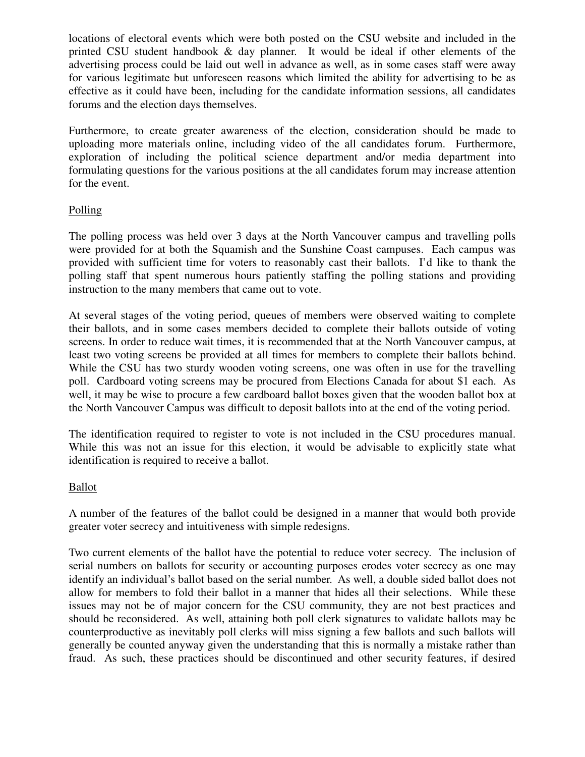locations of electoral events which were both posted on the CSU website and included in the printed CSU student handbook & day planner. It would be ideal if other elements of the advertising process could be laid out well in advance as well, as in some cases staff were away for various legitimate but unforeseen reasons which limited the ability for advertising to be as effective as it could have been, including for the candidate information sessions, all candidates forums and the election days themselves.

Furthermore, to create greater awareness of the election, consideration should be made to uploading more materials online, including video of the all candidates forum. Furthermore, exploration of including the political science department and/or media department into formulating questions for the various positions at the all candidates forum may increase attention for the event.

## Polling

The polling process was held over 3 days at the North Vancouver campus and travelling polls were provided for at both the Squamish and the Sunshine Coast campuses. Each campus was provided with sufficient time for voters to reasonably cast their ballots. I'd like to thank the polling staff that spent numerous hours patiently staffing the polling stations and providing instruction to the many members that came out to vote.

At several stages of the voting period, queues of members were observed waiting to complete their ballots, and in some cases members decided to complete their ballots outside of voting screens. In order to reduce wait times, it is recommended that at the North Vancouver campus, at least two voting screens be provided at all times for members to complete their ballots behind. While the CSU has two sturdy wooden voting screens, one was often in use for the travelling poll. Cardboard voting screens may be procured from Elections Canada for about $1 each. As well, it may be wise to procure a few cardboard ballot boxes given that the wooden ballot box at the North Vancouver Campus was difficult to deposit ballots into at the end of the voting period.

The identification required to register to vote is not included in the CSU procedures manual. While this was not an issue for this election, it would be advisable to explicitly state what identification is required to receive a ballot.

## Ballot

A number of the features of the ballot could be designed in a manner that would both provide greater voter secrecy and intuitiveness with simple redesigns.

Two current elements of the ballot have the potential to reduce voter secrecy. The inclusion of serial numbers on ballots for security or accounting purposes erodes voter secrecy as one may identify an individual's ballot based on the serial number. As well, a double sided ballot does not allow for members to fold their ballot in a manner that hides all their selections. While these issues may not be of major concern for the CSU community, they are not best practices and should be reconsidered. As well, attaining both poll clerk signatures to validate ballots may be counterproductive as inevitably poll clerks will miss signing a few ballots and such ballots will generally be counted anyway given the understanding that this is normally a mistake rather than fraud. As such, these practices should be discontinued and other security features, if desired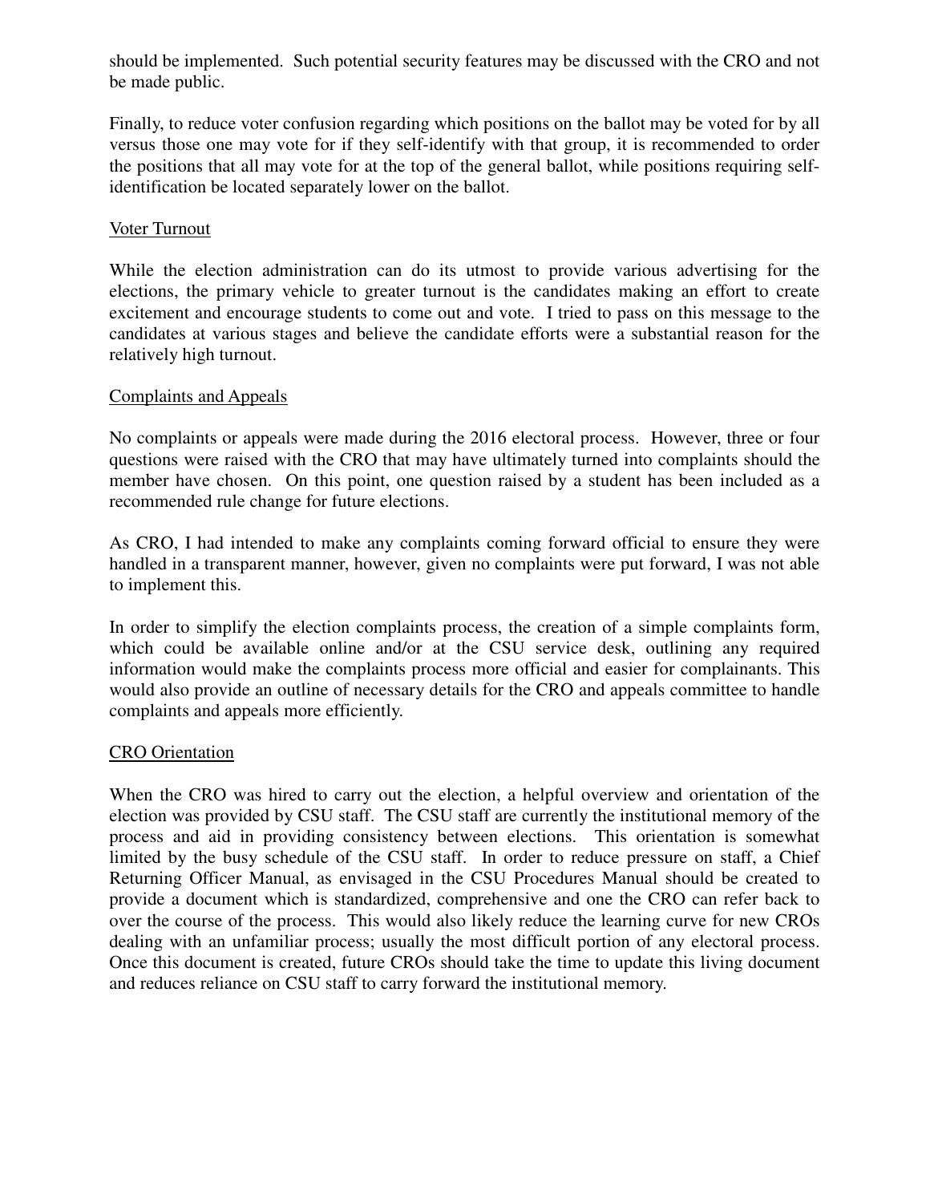should be implemented. Such potential security features may be discussed with the CRO and not be made public.

Finally, to reduce voter confusion regarding which positions on the ballot may be voted for by all versus those one may vote for if they self-identify with that group, it is recommended to order the positions that all may vote for at the top of the general ballot, while positions requiring self-identification be located separately lower on the ballot.

## Voter Turnout

While the election administration can do its utmost to provide various advertising for the elections, the primary vehicle to greater turnout is the candidates making an effort to create excitement and encourage students to come out and vote. I tried to pass on this message to the candidates at various stages and believe the candidate efforts were a substantial reason for the relatively high turnout.

## Complaints and Appeals

No complaints or appeals were made during the 2016 electoral process. However, three or four questions were raised with the CRO that may have ultimately turned into complaints should the member have chosen. On this point, one question raised by a student has been included as a recommended rule change for future elections.

As CRO, I had intended to make any complaints coming forward official to ensure they were handled in a transparent manner, however, given no complaints were put forward, I was not able to implement this.

In order to simplify the election complaints process, the creation of a simple complaints form, which could be available online and/or at the CSU service desk, outlining any required information would make the complaints process more official and easier for complainants. This would also provide an outline of necessary details for the CRO and appeals committee to handle complaints and appeals more efficiently.

## CRO Orientation

When the CRO was hired to carry out the election, a helpful overview and orientation of the election was provided by CSU staff. The CSU staff are currently the institutional memory of the process and aid in providing consistency between elections. This orientation is somewhat limited by the busy schedule of the CSU staff. In order to reduce pressure on staff, a Chief Returning Officer Manual, as envisaged in the CSU Procedures Manual should be created to provide a document which is standardized, comprehensive and one the CRO can refer back to over the course of the process. This would also likely reduce the learning curve for new CROs dealing with an unfamiliar process; usually the most difficult portion of any electoral process. Once this document is created, future CROs should take the time to update this living document and reduces reliance on CSU staff to carry forward the institutional memory.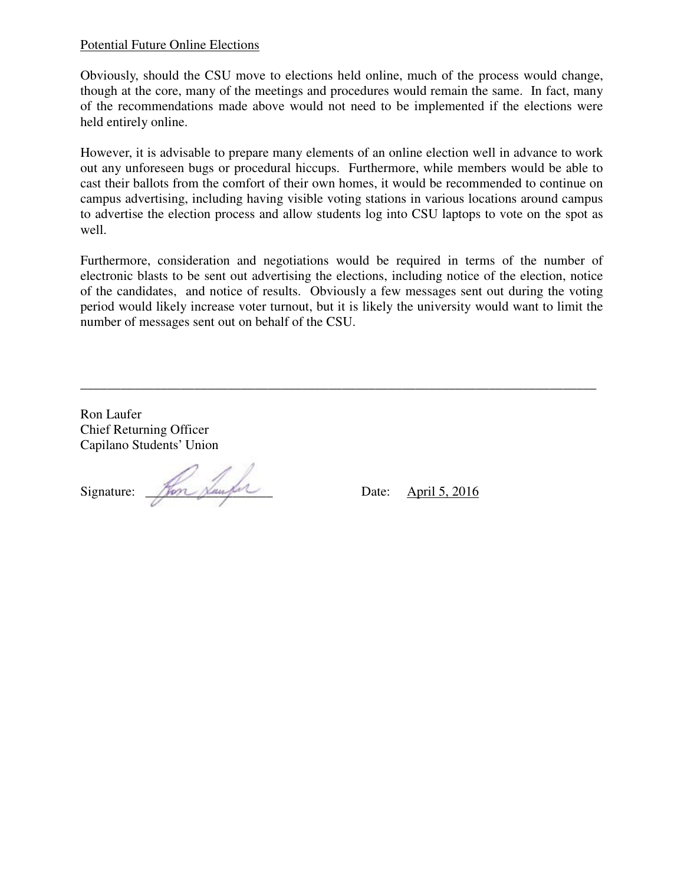Potential Future Online Elections

Obviously, should the CSU move to elections held online, much of the process would change, though at the core, many of the meetings and procedures would remain the same. In fact, many of the recommendations made above would not need to be implemented if the elections were held entirely online.

However, it is advisable to prepare many elements of an online election well in advance to work out any unforeseen bugs or procedural hiccups. Furthermore, while members would be able to cast their ballots from the comfort of their own homes, it would be recommended to continue on campus advertising, including having visible voting stations in various locations around campus to advertise the election process and allow students log into CSU laptops to vote on the spot as well.

Furthermore, consideration and negotiations would be required in terms of the number of electronic blasts to be sent out advertising the elections, including notice of the election, notice of the candidates, and notice of results. Obviously a few messages sent out during the voting period would likely increase voter turnout, but it is likely the university would want to limit the number of messages sent out on behalf of the CSU.

---

Ron Laufer
Chief Returning Officer
Capilano Students' Union

Signature: Ron Laufer Date: April 5, 2016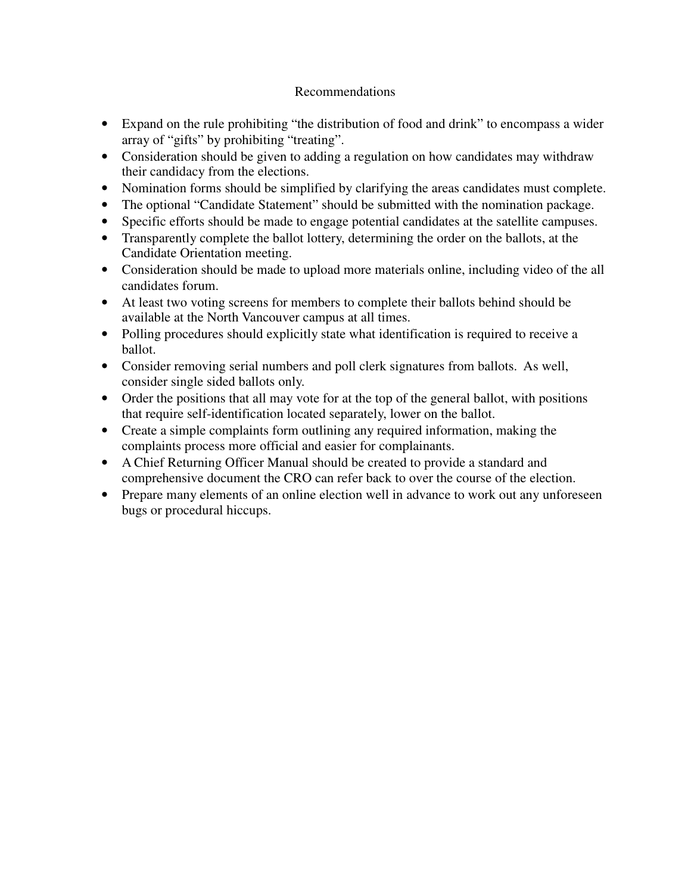## Recommendations

- Expand on the rule prohibiting "the distribution of food and drink" to encompass a wider array of "gifts" by prohibiting "treating".
- Consideration should be given to adding a regulation on how candidates may withdraw their candidacy from the elections.
- Nomination forms should be simplified by clarifying the areas candidates must complete.
- The optional "Candidate Statement" should be submitted with the nomination package.
- Specific efforts should be made to engage potential candidates at the satellite campuses.
- Transparently complete the ballot lottery, determining the order on the ballots, at the Candidate Orientation meeting.
- Consideration should be made to upload more materials online, including video of the all candidates forum.
- At least two voting screens for members to complete their ballots behind should be available at the North Vancouver campus at all times.
- Polling procedures should explicitly state what identification is required to receive a ballot.
- Consider removing serial numbers and poll clerk signatures from ballots. As well, consider single sided ballots only.
- Order the positions that all may vote for at the top of the general ballot, with positions that require self-identification located separately, lower on the ballot.
- Create a simple complaints form outlining any required information, making the complaints process more official and easier for complainants.
- A Chief Returning Officer Manual should be created to provide a standard and comprehensive document the CRO can refer back to over the course of the election.
- Prepare many elements of an online election well in advance to work out any unforeseen bugs or procedural hiccups.